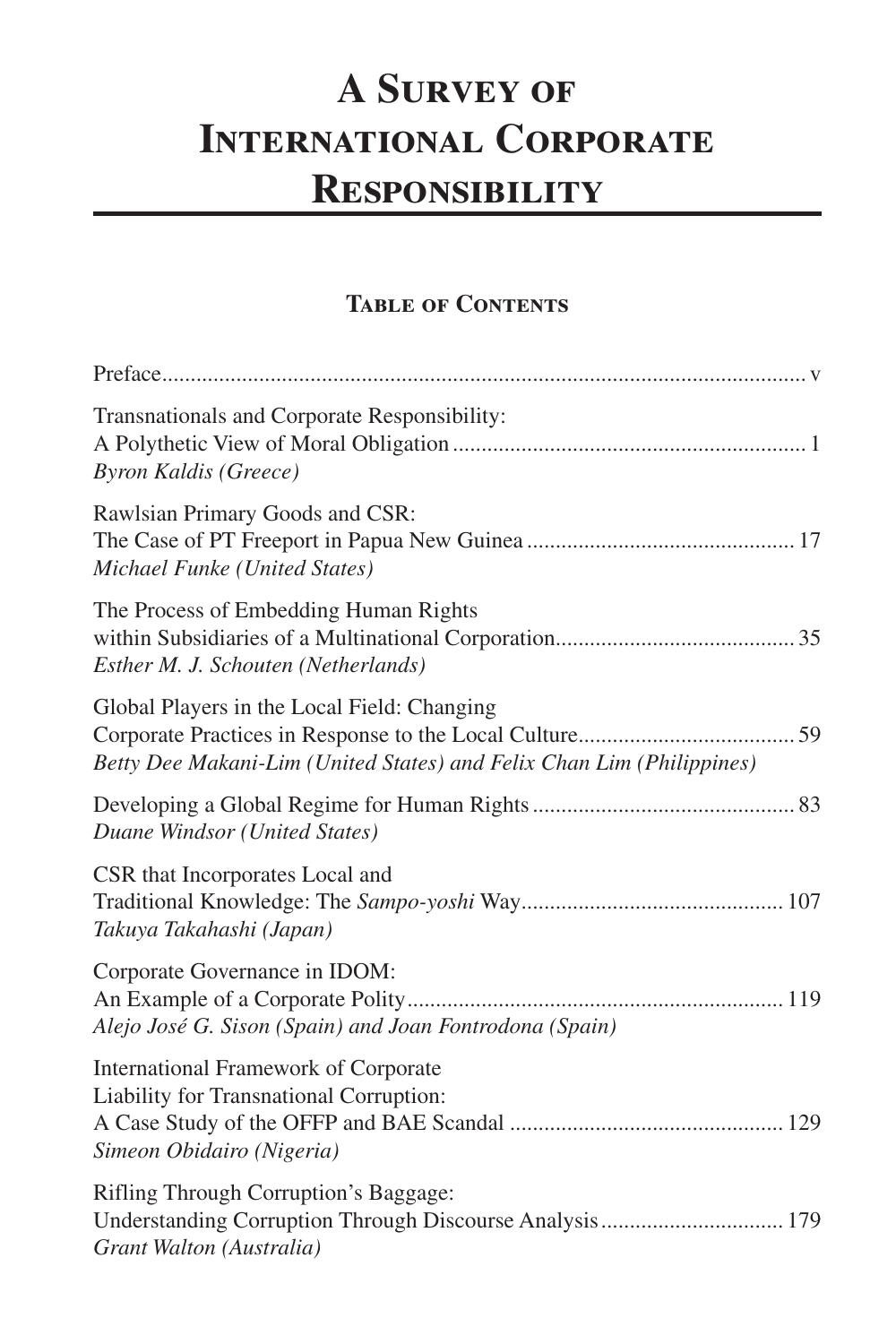# A Survey of International Corporate Responsibility

## Table of Contents

Preface ..... v

Transnationals and Corporate Responsibility: A Polythetic View of Moral Obligation ..... 1
*Byron Kaldis (Greece)*

Rawlsian Primary Goods and CSR: The Case of PT Freeport in Papua New Guinea ..... 17
*Michael Funke (United States)*

The Process of Embedding Human Rights within Subsidiaries of a Multinational Corporation ..... 35
*Esther M. J. Schouten (Netherlands)*

Global Players in the Local Field: Changing Corporate Practices in Response to the Local Culture ..... 59
*Betty Dee Makani-Lim (United States) and Felix Chan Lim (Philippines)*

Developing a Global Regime for Human Rights ..... 83
*Duane Windsor (United States)*

CSR that Incorporates Local and Traditional Knowledge: The *Sampo-yoshi* Way ..... 107
*Takuya Takahashi (Japan)*

Corporate Governance in IDOM: An Example of a Corporate Polity ..... 119
*Alejo José G. Sison (Spain) and Joan Fontrodona (Spain)*

International Framework of Corporate Liability for Transnational Corruption: A Case Study of the OFFP and BAE Scandal ..... 129
*Simeon Obidairo (Nigeria)*

Rifling Through Corruption's Baggage: Understanding Corruption Through Discourse Analysis ..... 179
*Grant Walton (Australia)*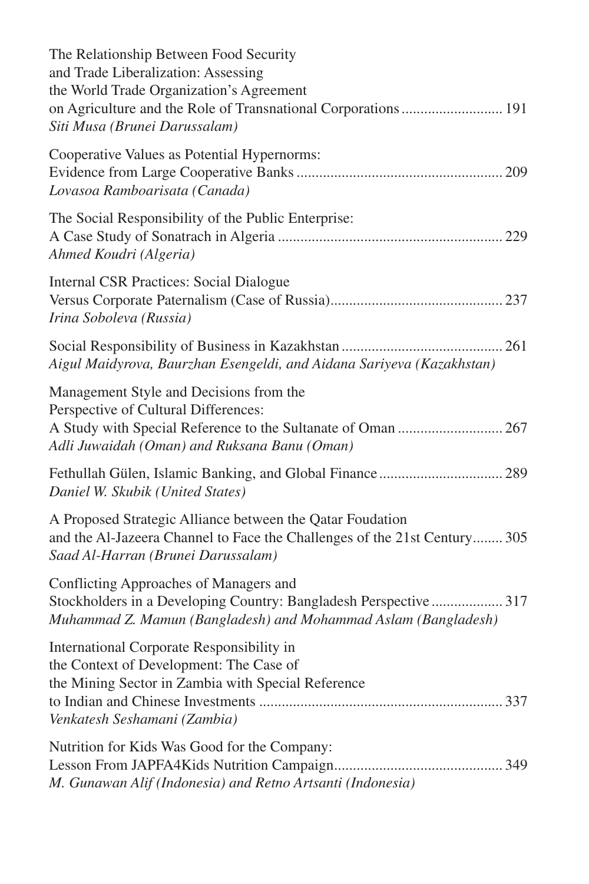The Relationship Between Food Security and Trade Liberalization: Assessing the World Trade Organization's Agreement on Agriculture and the Role of Transnational Corporations .......................... 191
*Siti Musa (Brunei Darussalam)*

Cooperative Values as Potential Hypernorms: Evidence from Large Cooperative Banks ...................................................... 209
*Lovasoa Ramboarisata (Canada)*

The Social Responsibility of the Public Enterprise: A Case Study of Sonatrach in Algeria ........................................................... 229
*Ahmed Koudri (Algeria)*

Internal CSR Practices: Social Dialogue Versus Corporate Paternalism (Case of Russia)............................................. 237
*Irina Soboleva (Russia)*

Social Responsibility of Business in Kazakhstan ........................................... 261
*Aigul Maidyrova, Baurzhan Esengeldi, and Aidana Sariyeva (Kazakhstan)*

Management Style and Decisions from the Perspective of Cultural Differences: A Study with Special Reference to the Sultanate of Oman ........................... 267
*Adli Juwaidah (Oman) and Ruksana Banu (Oman)*

Fethullah Gülen, Islamic Banking, and Global Finance ................................ 289
*Daniel W. Skubik (United States)*

A Proposed Strategic Alliance between the Qatar Foudation and the Al-Jazeera Channel to Face the Challenges of the 21st Century........ 305
*Saad Al-Harran (Brunei Darussalam)*

Conflicting Approaches of Managers and Stockholders in a Developing Country: Bangladesh Perspective .................. 317
*Muhammad Z. Mamun (Bangladesh) and Mohammad Aslam (Bangladesh)*

International Corporate Responsibility in the Context of Development: The Case of the Mining Sector in Zambia with Special Reference to Indian and Chinese Investments ................................................................ 337
*Venkatesh Seshamani (Zambia)*

Nutrition for Kids Was Good for the Company: Lesson From JAPFA4Kids Nutrition Campaign............................................ 349
*M. Gunawan Alif (Indonesia) and Retno Artsanti (Indonesia)*